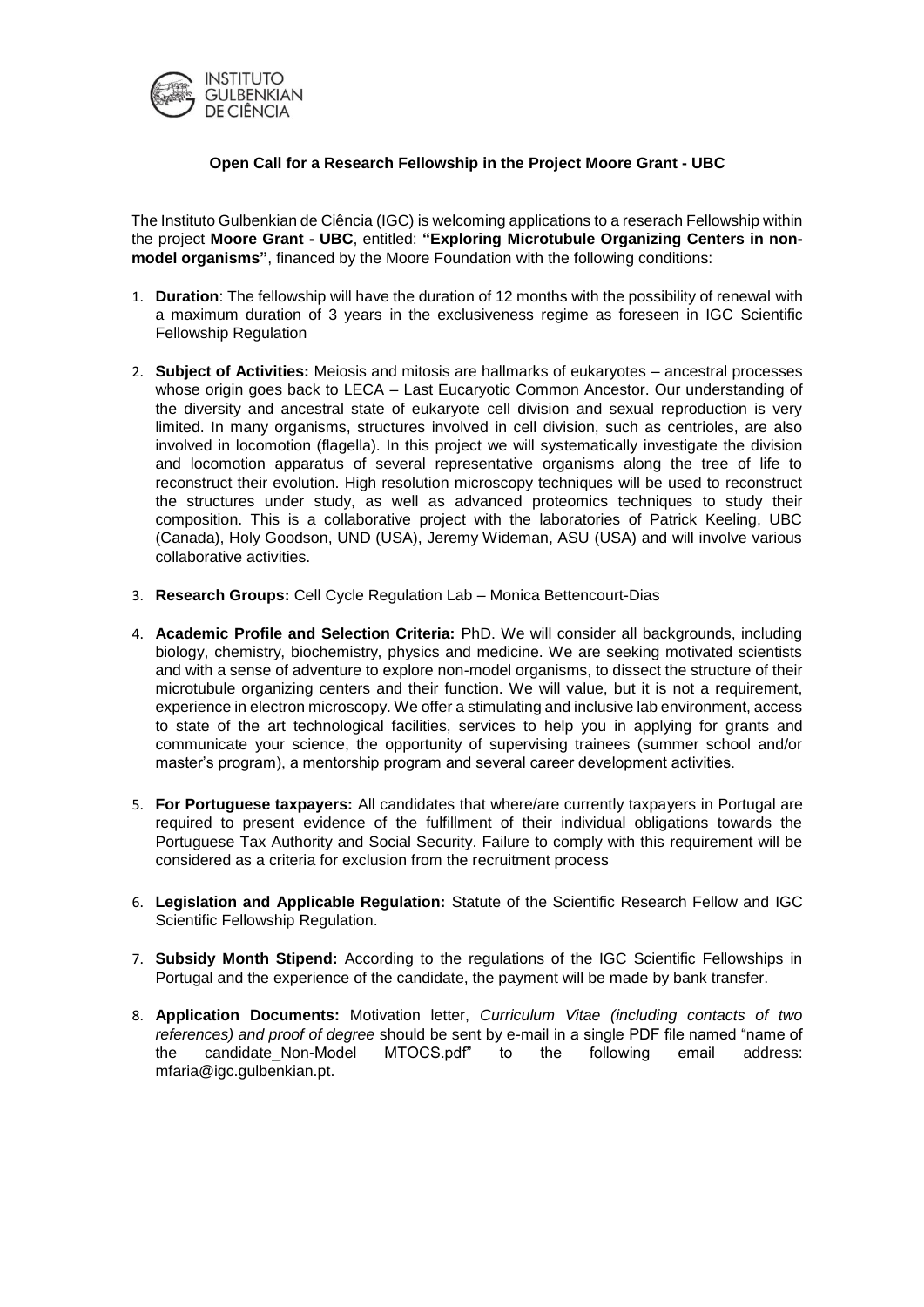INSTITUTO GULBENKIAN DE CIÊNCIA

**Open Call for a Research Fellowship in the Project Moore Grant - UBC**

The Instituto Gulbenkian de Ciência (IGC) is welcoming applications to a reserach Fellowship within the project **Moore Grant - UBC**, entitled: **"Exploring Microtubule Organizing Centers in non-model organisms"**, financed by the Moore Foundation with the following conditions:

1. **Duration**: The fellowship will have the duration of 12 months with the possibility of renewal with a maximum duration of 3 years in the exclusiveness regime as foreseen in IGC Scientific Fellowship Regulation

2. **Subject of Activities:** Meiosis and mitosis are hallmarks of eukaryotes – ancestral processes whose origin goes back to LECA – Last Eucaryotic Common Ancestor. Our understanding of the diversity and ancestral state of eukaryote cell division and sexual reproduction is very limited. In many organisms, structures involved in cell division, such as centrioles, are also involved in locomotion (flagella). In this project we will systematically investigate the division and locomotion apparatus of several representative organisms along the tree of life to reconstruct their evolution. High resolution microscopy techniques will be used to reconstruct the structures under study, as well as advanced proteomics techniques to study their composition. This is a collaborative project with the laboratories of Patrick Keeling, UBC (Canada), Holy Goodson, UND (USA), Jeremy Wideman, ASU (USA) and will involve various collaborative activities.

3. **Research Groups:** Cell Cycle Regulation Lab – Monica Bettencourt-Dias

4. **Academic Profile and Selection Criteria:** PhD. We will consider all backgrounds, including biology, chemistry, biochemistry, physics and medicine. We are seeking motivated scientists and with a sense of adventure to explore non-model organisms, to dissect the structure of their microtubule organizing centers and their function. We will value, but it is not a requirement, experience in electron microscopy. We offer a stimulating and inclusive lab environment, access to state of the art technological facilities, services to help you in applying for grants and communicate your science, the opportunity of supervising trainees (summer school and/or master's program), a mentorship program and several career development activities.

5. **For Portuguese taxpayers:** All candidates that where/are currently taxpayers in Portugal are required to present evidence of the fulfillment of their individual obligations towards the Portuguese Tax Authority and Social Security. Failure to comply with this requirement will be considered as a criteria for exclusion from the recruitment process

6. **Legislation and Applicable Regulation:** Statute of the Scientific Research Fellow and IGC Scientific Fellowship Regulation.

7. **Subsidy Month Stipend:** According to the regulations of the IGC Scientific Fellowships in Portugal and the experience of the candidate, the payment will be made by bank transfer.

8. **Application Documents:** Motivation letter, *Curriculum Vitae (including contacts of two references) and proof of degree* should be sent by e-mail in a single PDF file named "name of the candidate_Non-Model MTOCS.pdf" to the following email address: mfaria@igc.gulbenkian.pt.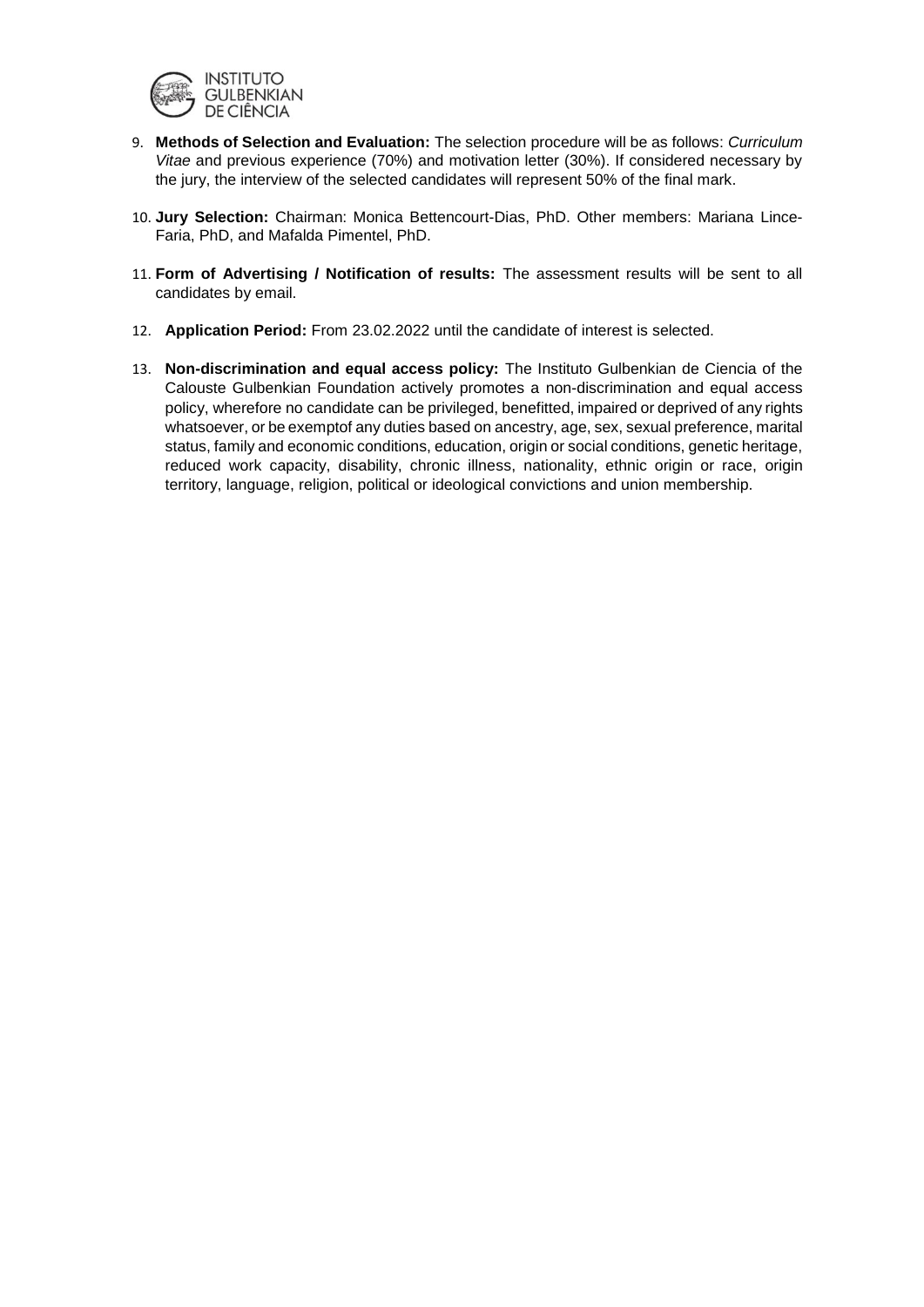9. **Methods of Selection and Evaluation:** The selection procedure will be as follows: *Curriculum Vitae* and previous experience (70%) and motivation letter (30%). If considered necessary by the jury, the interview of the selected candidates will represent 50% of the final mark.

10. **Jury Selection:** Chairman: Monica Bettencourt-Dias, PhD. Other members: Mariana Lince-Faria, PhD, and Mafalda Pimentel, PhD.

11. **Form of Advertising / Notification of results:** The assessment results will be sent to all candidates by email.

12. **Application Period:** From 23.02.2022 until the candidate of interest is selected.

13. **Non-discrimination and equal access policy:** The Instituto Gulbenkian de Ciencia of the Calouste Gulbenkian Foundation actively promotes a non-discrimination and equal access policy, wherefore no candidate can be privileged, benefitted, impaired or deprived of any rights whatsoever, or be exemptof any duties based on ancestry, age, sex, sexual preference, marital status, family and economic conditions, education, origin or social conditions, genetic heritage, reduced work capacity, disability, chronic illness, nationality, ethnic origin or race, origin territory, language, religion, political or ideological convictions and union membership.